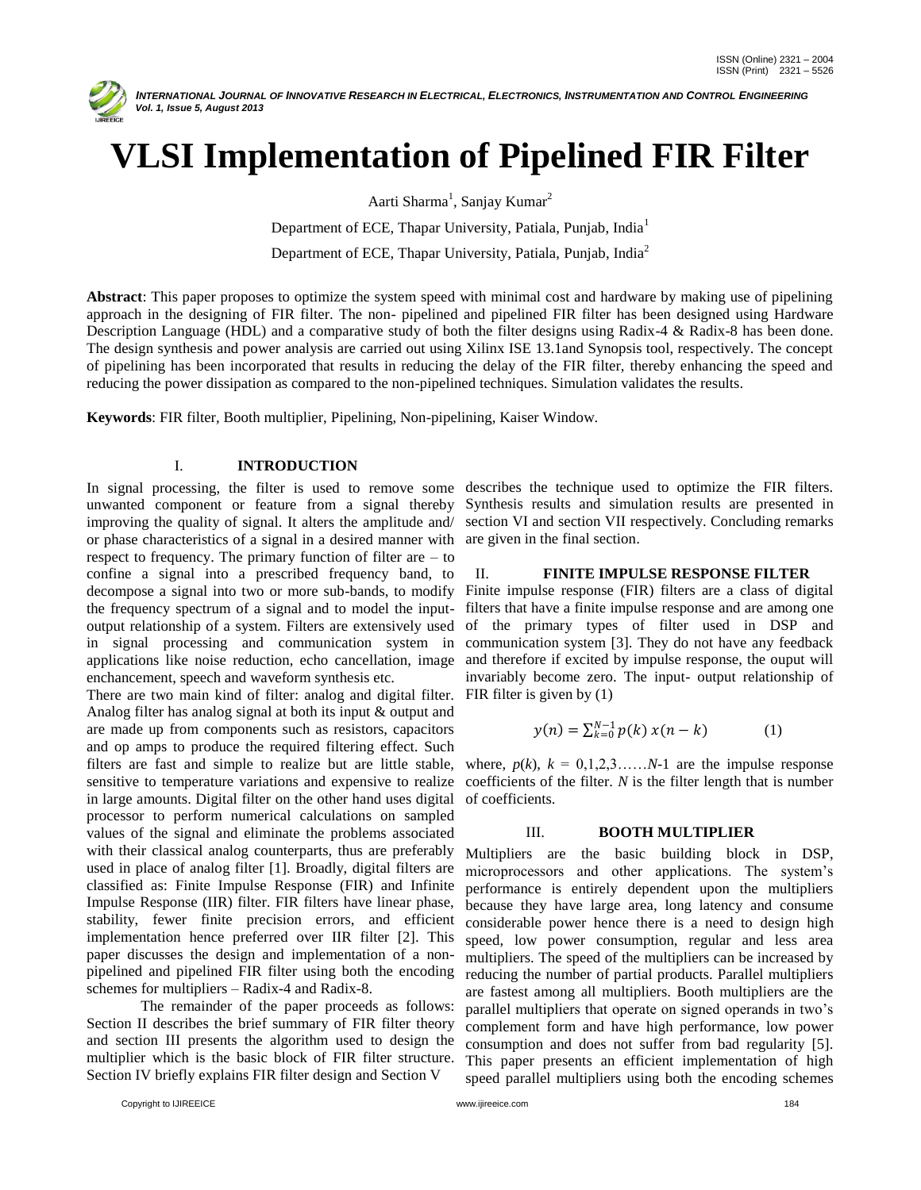# VLSI Implementation of Pipelined FIR Filter

Aarti Sharma[1], Sanjay Kumar[2]

Department of ECE, Thapar University, Patiala, Punjab, India[1]

Department of ECE, Thapar University, Patiala, Punjab, India[2]

**Abstract**: This paper proposes to optimize the system speed with minimal cost and hardware by making use of pipelining approach in the designing of FIR filter. The non- pipelined and pipelined FIR filter has been designed using Hardware Description Language (HDL) and a comparative study of both the filter designs using Radix-4 & Radix-8 has been done. The design synthesis and power analysis are carried out using Xilinx ISE 13.1and Synopsis tool, respectively. The concept of pipelining has been incorporated that results in reducing the delay of the FIR filter, thereby enhancing the speed and reducing the power dissipation as compared to the non-pipelined techniques. Simulation validates the results.

**Keywords**: FIR filter, Booth multiplier, Pipelining, Non-pipelining, Kaiser Window.

## I. INTRODUCTION

In signal processing, the filter is used to remove some unwanted component or feature from a signal thereby improving the quality of signal. It alters the amplitude and/ or phase characteristics of a signal in a desired manner with respect to frequency. The primary function of filter are – to confine a signal into a prescribed frequency band, to decompose a signal into two or more sub-bands, to modify the frequency spectrum of a signal and to model the input-output relationship of a system. Filters are extensively used in signal processing and communication system in applications like noise reduction, echo cancellation, image enchancement, speech and waveform synthesis etc.

There are two main kind of filter: analog and digital filter. Analog filter has analog signal at both its input & output and are made up from components such as resistors, capacitors and op amps to produce the required filtering effect. Such filters are fast and simple to realize but are little stable, sensitive to temperature variations and expensive to realize in large amounts. Digital filter on the other hand uses digital processor to perform numerical calculations on sampled values of the signal and eliminate the problems associated with their classical analog counterparts, thus are preferably used in place of analog filter [1]. Broadly, digital filters are classified as: Finite Impulse Response (FIR) and Infinite Impulse Response (IIR) filter. FIR filters have linear phase, stability, fewer finite precision errors, and efficient implementation hence preferred over IIR filter [2]. This paper discusses the design and implementation of a non-pipelined and pipelined FIR filter using both the encoding schemes for multipliers – Radix-4 and Radix-8.

The remainder of the paper proceeds as follows: Section II describes the brief summary of FIR filter theory and section III presents the algorithm used to design the multiplier which is the basic block of FIR filter structure. Section IV briefly explains FIR filter design and Section V describes the technique used to optimize the FIR filters. Synthesis results and simulation results are presented in section VI and section VII respectively. Concluding remarks are given in the final section.

## II. FINITE IMPULSE RESPONSE FILTER

Finite impulse response (FIR) filters are a class of digital filters that have a finite impulse response and are among one of the primary types of filter used in DSP and communication system [3]. They do not have any feedback and therefore if excited by impulse response, the ouput will invariably become zero. The input- output relationship of FIR filter is given by (1)

$$y(n) = \sum_{k=0}^{N-1} p(k)\, x(n-k) \qquad (1)$$

where, $p(k)$, $k = 0,1,2,3\ldots\ldots N$-1 are the impulse response coefficients of the filter. $N$ is the filter length that is number of coefficients.

## III. BOOTH MULTIPLIER

Multipliers are the basic building block in DSP, microprocessors and other applications. The system's performance is entirely dependent upon the multipliers because they have large area, long latency and consume considerable power hence there is a need to design high speed, low power consumption, regular and less area multipliers. The speed of the multipliers can be increased by reducing the number of partial products. Parallel multipliers are fastest among all multipliers. Booth multipliers are the parallel multipliers that operate on signed operands in two's complement form and have high performance, low power consumption and does not suffer from bad regularity [5]. This paper presents an efficient implementation of high speed parallel multipliers using both the encoding schemes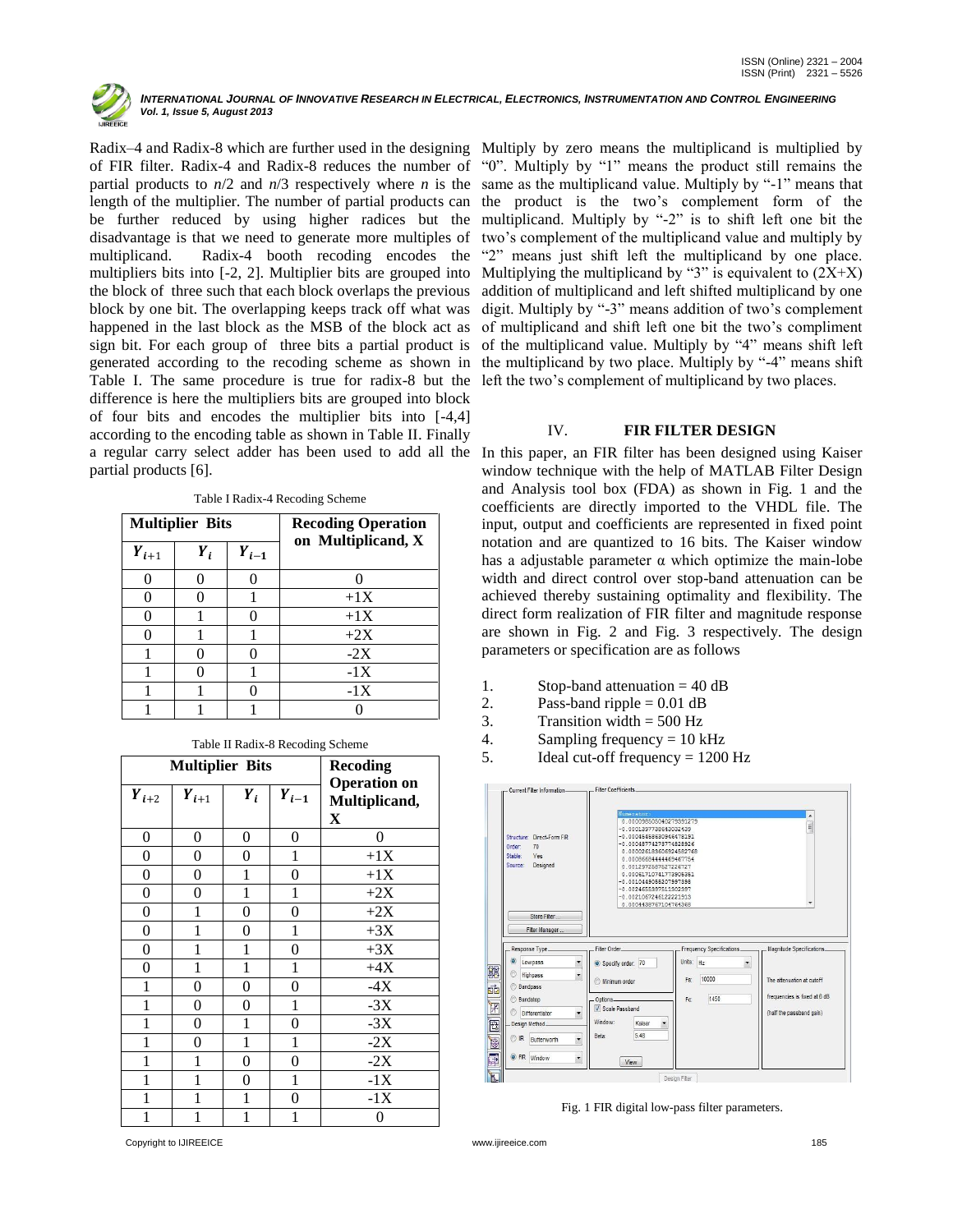Radix–4 and Radix-8 which are further used in the designing of FIR filter. Radix-4 and Radix-8 reduces the number of partial products to $n/2$ and $n/3$ respectively where $n$ is the length of the multiplier. The number of partial products can be further reduced by using higher radices but the disadvantage is that we need to generate more multiples of multiplicand. Radix-4 booth recoding encodes the multipliers bits into [-2, 2]. Multiplier bits are grouped into the block of three such that each block overlaps the previous block by one bit. The overlapping keeps track off what was happened in the last block as the MSB of the block act as sign bit. For each group of three bits a partial product is generated according to the recoding scheme as shown in Table I. The same procedure is true for radix-8 but the difference is here the multipliers bits are grouped into block of four bits and encodes the multiplier bits into [-4,4] according to the encoding table as shown in Table II. Finally a regular carry select adder has been used to add all the partial products [6].

Table I Radix-4 Recoding Scheme

| Multiplier Bits | | | Recoding Operation on Multiplicand, X |
|---|---|---|---|
| $Y_{i+1}$ | $Y_i$ | $Y_{i-1}$ | |
| 0 | 0 | 0 | 0 |
| 0 | 0 | 1 | +1X |
| 0 | 1 | 0 | +1X |
| 0 | 1 | 1 | +2X |
| 1 | 0 | 0 | -2X |
| 1 | 0 | 1 | -1X |
| 1 | 1 | 0 | -1X |
| 1 | 1 | 1 | 0 |

Table II Radix-8 Recoding Scheme

| Multiplier Bits | | | | Recoding Operation on Multiplicand, X |
|---|---|---|---|---|
| $Y_{i+2}$ | $Y_{i+1}$ | $Y_i$ | $Y_{i-1}$ | |
| 0 | 0 | 0 | 0 | 0 |
| 0 | 0 | 0 | 1 | +1X |
| 0 | 0 | 1 | 0 | +1X |
| 0 | 0 | 1 | 1 | +2X |
| 0 | 1 | 0 | 0 | +2X |
| 0 | 1 | 0 | 1 | +3X |
| 0 | 1 | 1 | 0 | +3X |
| 0 | 1 | 1 | 1 | +4X |
| 1 | 0 | 0 | 0 | -4X |
| 1 | 0 | 0 | 1 | -3X |
| 1 | 0 | 1 | 0 | -3X |
| 1 | 0 | 1 | 1 | -2X |
| 1 | 1 | 0 | 0 | -2X |
| 1 | 1 | 0 | 1 | -1X |
| 1 | 1 | 1 | 0 | -1X |
| 1 | 1 | 1 | 1 | 0 |

Multiply by zero means the multiplicand is multiplied by "0". Multiply by "1" means the product still remains the same as the multiplicand value. Multiply by "-1" means that the product is the two's complement form of the multiplicand. Multiply by "-2" is to shift left one bit the two's complement of the multiplicand value and multiply by "2" means just shift left the multiplicand by one place. Multiplying the multiplicand by "3" is equivalent to (2X+X) addition of multiplicand and left shifted multiplicand by one digit. Multiply by "-3" means addition of two's complement of multiplicand and shift left one bit the two's compliment of the multiplicand value. Multiply by "4" means shift left the multiplicand by two place. Multiply by "-4" means shift left the two's complement of multiplicand by two places.

## IV. FIR FILTER DESIGN

In this paper, an FIR filter has been designed using Kaiser window technique with the help of MATLAB Filter Design and Analysis tool box (FDA) as shown in Fig. 1 and the coefficients are directly imported to the VHDL file. The input, output and coefficients are represented in fixed point notation and are quantized to 16 bits. The Kaiser window has a adjustable parameter α which optimize the main-lobe width and direct control over stop-band attenuation can be achieved thereby sustaining optimality and flexibility. The direct form realization of FIR filter and magnitude response are shown in Fig. 2 and Fig. 3 respectively. The design parameters or specification are as follows

1. Stop-band attenuation = 40 dB
2. Pass-band ripple = 0.01 dB
3. Transition width = 500 Hz
4. Sampling frequency = 10 kHz
5. Ideal cut-off frequency = 1200 Hz

Fig. 1 FIR digital low-pass filter parameters.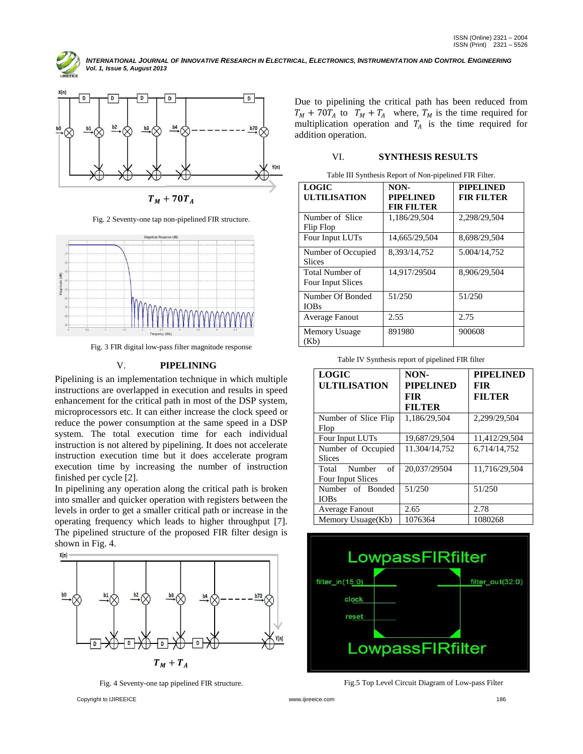X(n)

D D D D D

b0 b1 b2 b3 b4 b70

Y(n)

$T_M + 70T_A$

Fig. 2 Seventy-one tap non-pipelined FIR structure.

Magnitude Response (dB)

Magnitude (dB)

Frequency (kHz)

Fig. 3 FIR digital low-pass filter magnitude response

## V. PIPELINING

Pipelining is an implementation technique in which multiple instructions are overlapped in execution and results in speed enhancement for the critical path in most of the DSP system, microprocessors etc. It can either increase the clock speed or reduce the power consumption at the same speed in a DSP system. The total execution time for each individual instruction is not altered by pipelining. It does not accelerate instruction execution time but it does accelerate program execution time by increasing the number of instruction finished per cycle [2].

In pipelining any operation along the critical path is broken into smaller and quicker operation with registers between the levels in order to get a smaller critical path or increase in the operating frequency which leads to higher throughput [7]. The pipelined structure of the proposed FIR filter design is shown in Fig. 4.

X(n)

b0 b1 b2 b3 b4 b70

D D D D

Y(n)

$T_M + T_A$

Fig. 4 Seventy-one tap pipelined FIR structure.

Due to pipelining the critical path has been reduced from $T_M + 70T_A$ to $T_M + T_A$ where, $T_M$ is the time required for multiplication operation and $T_A$ is the time required for addition operation.

## VI. SYNTHESIS RESULTS

Table III Synthesis Report of Non-pipelined FIR Filter.

| LOGIC ULTILISATION | NON-PIPELINED FIR FILTER | PIPELINED FIR FILTER |
|---|---|---|
| Number of Slice Flip Flop | 1,186/29,504 | 2,298/29,504 |
| Four Input LUTs | 14,665/29,504 | 8,698/29,504 |
| Number of Occupied Slices | 8,393/14,752 | 5.004/14,752 |
| Total Number of Four Input Slices | 14,917/29504 | 8,906/29,504 |
| Number Of Bonded IOBs | 51/250 | 51/250 |
| Average Fanout | 2.55 | 2.75 |
| Memory Usage (Kb) | 891980 | 900608 |

Table IV Synthesis report of pipelined FIR filter

| LOGIC ULTILISATION | NON-PIPELINED FIR FILTER | PIPELINED FIR FILTER |
|---|---|---|
| Number of Slice Flip Flop | 1,186/29,504 | 2,299/29,504 |
| Four Input LUTs | 19,687/29,504 | 11,412/29,504 |
| Number of Occupied Slices | 11.304/14,752 | 6,714/14,752 |
| Total Number of Four Input Slices | 20,037/29504 | 11,716/29,504 |
| Number of Bonded IOBs | 51/250 | 51/250 |
| Average Fanout | 2.65 | 2.78 |
| Memory Usage(Kb) | 1076364 | 1080268 |

LowpassFIRfilter

filter_in(15:0)

clock

reset

filter_out(32:0)

LowpassFIRfilter

Fig.5 Top Level Circuit Diagram of Low-pass Filter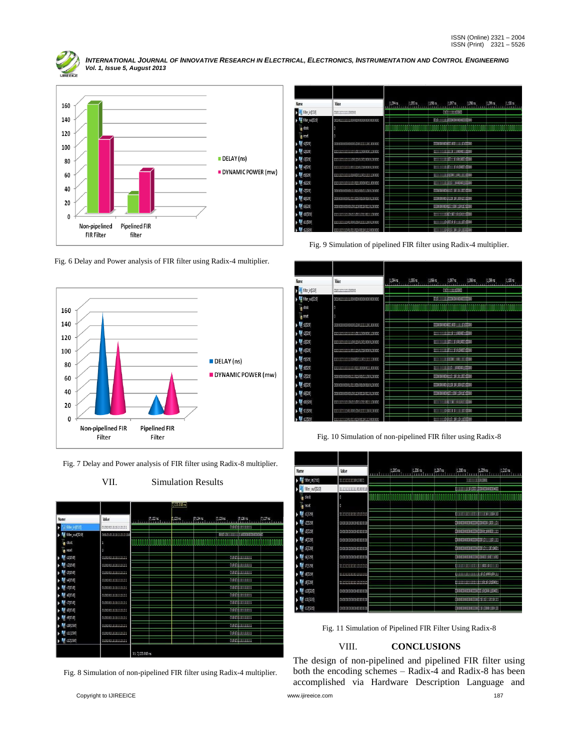Fig. 6 Delay and Power analysis of FIR filter using Radix-4 multiplier.

Fig. 7 Delay and Power analysis of FIR filter using Radix-8 multiplier.

## VII. Simulation Results

Fig. 8 Simulation of non-pipelined FIR filter using Radix-4 multiplier.

Fig. 9 Simulation of pipelined FIR filter using Radix-4 multiplier.

Fig. 10 Simulation of non-pipelined FIR filter using Radix-8

Fig. 11 Simulation of Pipelined FIR Filter Using Radix-8

## VIII. CONCLUSIONS

The design of non-pipelined and pipelined FIR filter using both the encoding schemes – Radix-4 and Radix-8 has been accomplished via Hardware Description Language and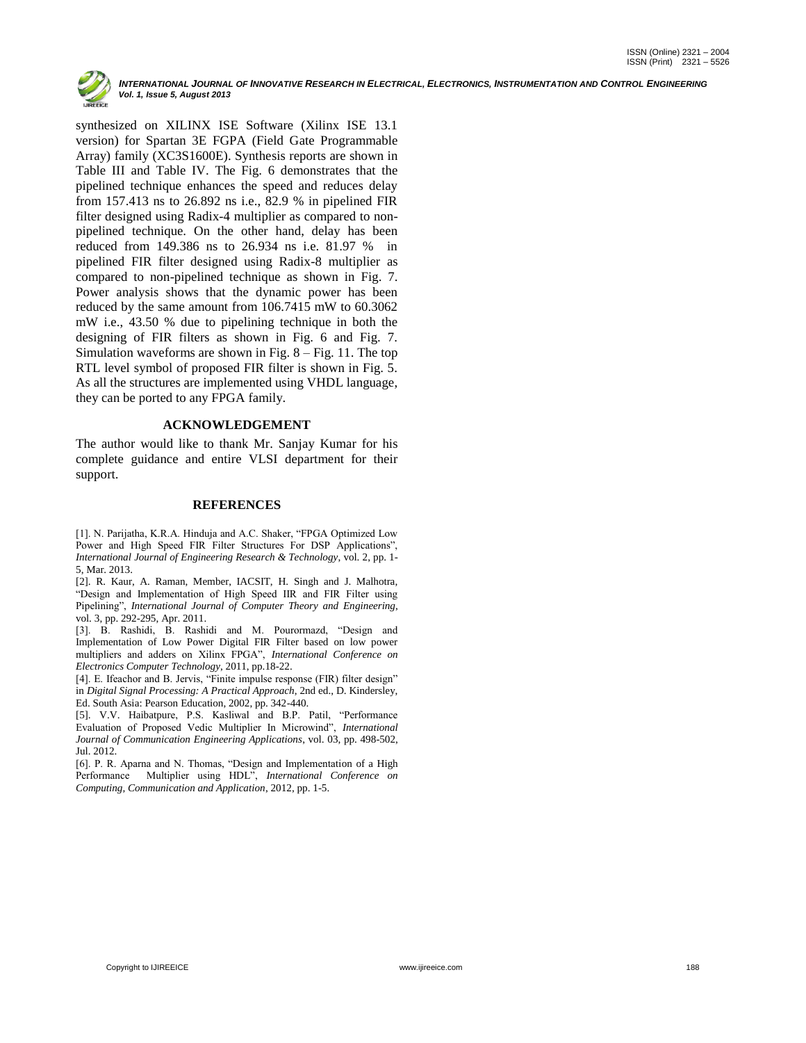synthesized on XILINX ISE Software (Xilinx ISE 13.1 version) for Spartan 3E FGPA (Field Gate Programmable Array) family (XC3S1600E). Synthesis reports are shown in Table III and Table IV. The Fig. 6 demonstrates that the pipelined technique enhances the speed and reduces delay from 157.413 ns to 26.892 ns i.e., 82.9 % in pipelined FIR filter designed using Radix-4 multiplier as compared to non-pipelined technique. On the other hand, delay has been reduced from 149.386 ns to 26.934 ns i.e. 81.97 % in pipelined FIR filter designed using Radix-8 multiplier as compared to non-pipelined technique as shown in Fig. 7. Power analysis shows that the dynamic power has been reduced by the same amount from 106.7415 mW to 60.3062 mW i.e., 43.50 % due to pipelining technique in both the designing of FIR filters as shown in Fig. 6 and Fig. 7. Simulation waveforms are shown in Fig. 8 – Fig. 11. The top RTL level symbol of proposed FIR filter is shown in Fig. 5. As all the structures are implemented using VHDL language, they can be ported to any FPGA family.

## ACKNOWLEDGEMENT

The author would like to thank Mr. Sanjay Kumar for his complete guidance and entire VLSI department for their support.

## REFERENCES

[1]. N. Parijatha, K.R.A. Hinduja and A.C. Shaker, "FPGA Optimized Low Power and High Speed FIR Filter Structures For DSP Applications", *International Journal of Engineering Research & Technology*, vol. 2, pp. 1-5, Mar. 2013.

[2]. R. Kaur, A. Raman, Member, IACSIT, H. Singh and J. Malhotra, "Design and Implementation of High Speed IIR and FIR Filter using Pipelining", *International Journal of Computer Theory and Engineering*, vol. 3, pp. 292-295, Apr. 2011.

[3]. B. Rashidi, B. Rashidi and M. Pourormazd, "Design and Implementation of Low Power Digital FIR Filter based on low power multipliers and adders on Xilinx FPGA", *International Conference on Electronics Computer Technology*, 2011, pp.18-22.

[4]. E. Ifeachor and B. Jervis, "Finite impulse response (FIR) filter design" in *Digital Signal Processing: A Practical Approach*, 2nd ed., D. Kindersley, Ed. South Asia: Pearson Education, 2002, pp. 342-440.

[5]. V.V. Haibatpure, P.S. Kasliwal and B.P. Patil, "Performance Evaluation of Proposed Vedic Multiplier In Microwind", *International Journal of Communication Engineering Applications*, vol. 03, pp. 498-502, Jul. 2012.

[6]. P. R. Aparna and N. Thomas, "Design and Implementation of a High Performance Multiplier using HDL", *International Conference on Computing, Communication and Application*, 2012, pp. 1-5.